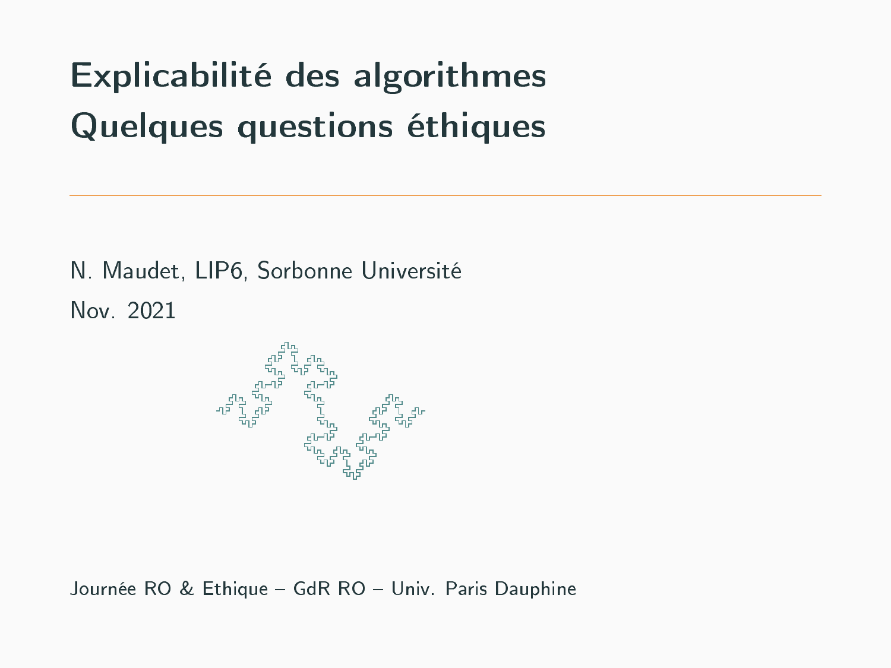# Explicabilité des algorithmes
# Quelques questions éthiques

N. Maudet, LIP6, Sorbonne Université

Nov. 2021

Journée RO & Ethique – GdR RO – Univ. Paris Dauphine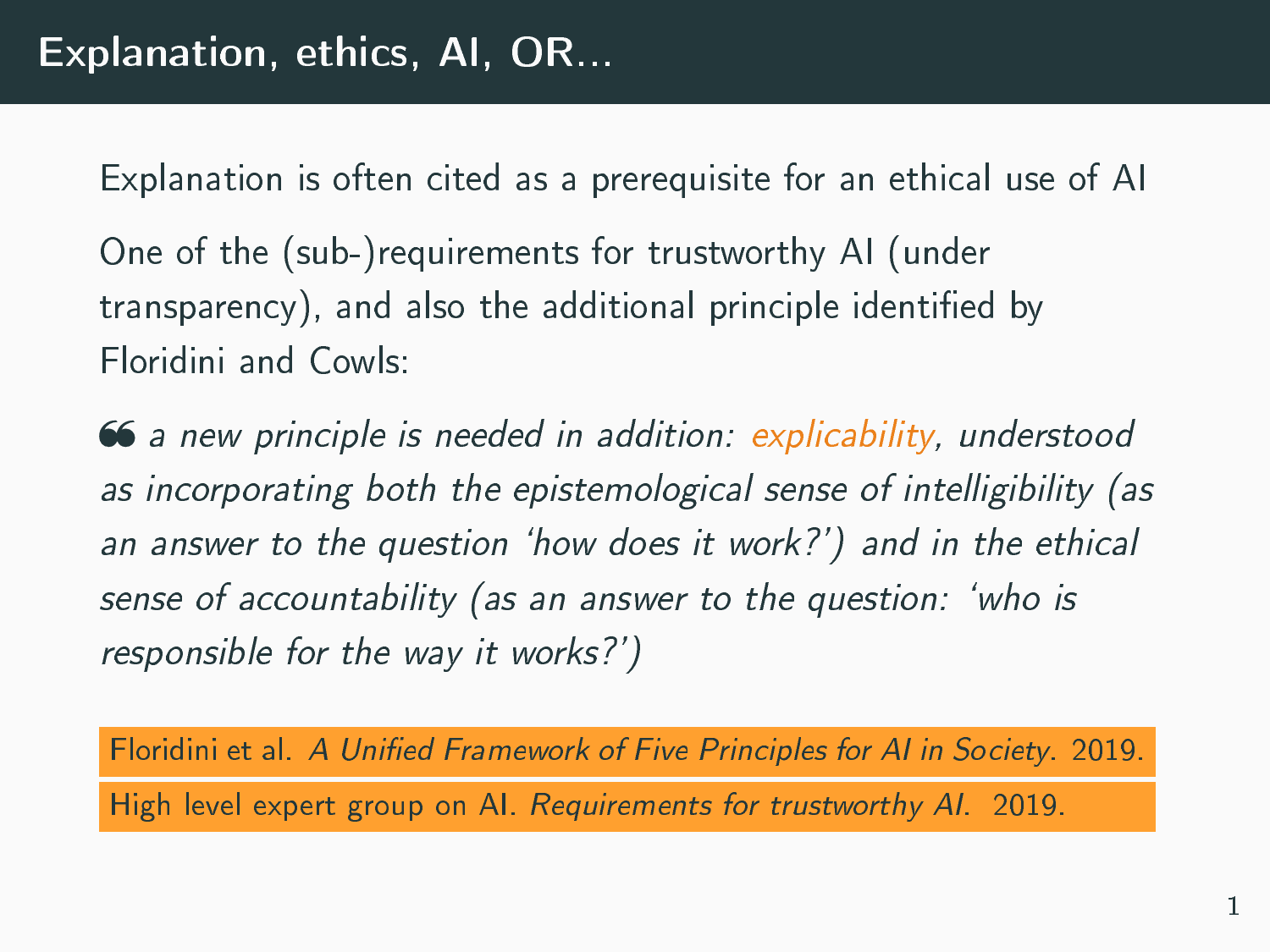# Explanation, ethics, AI, OR...

Explanation is often cited as a prerequisite for an ethical use of AI

One of the (sub-)requirements for trustworthy AI (under transparency), and also the additional principle identified by Floridini and Cowls:

> *a new principle is needed in addition: explicability, understood as incorporating both the epistemological sense of intelligibility (as an answer to the question 'how does it work?') and in the ethical sense of accountability (as an answer to the question: 'who is responsible for the way it works?')*

Floridini et al. *A Unified Framework of Five Principles for AI in Society*. 2019.

High level expert group on AI. *Requirements for trustworthy AI*. 2019.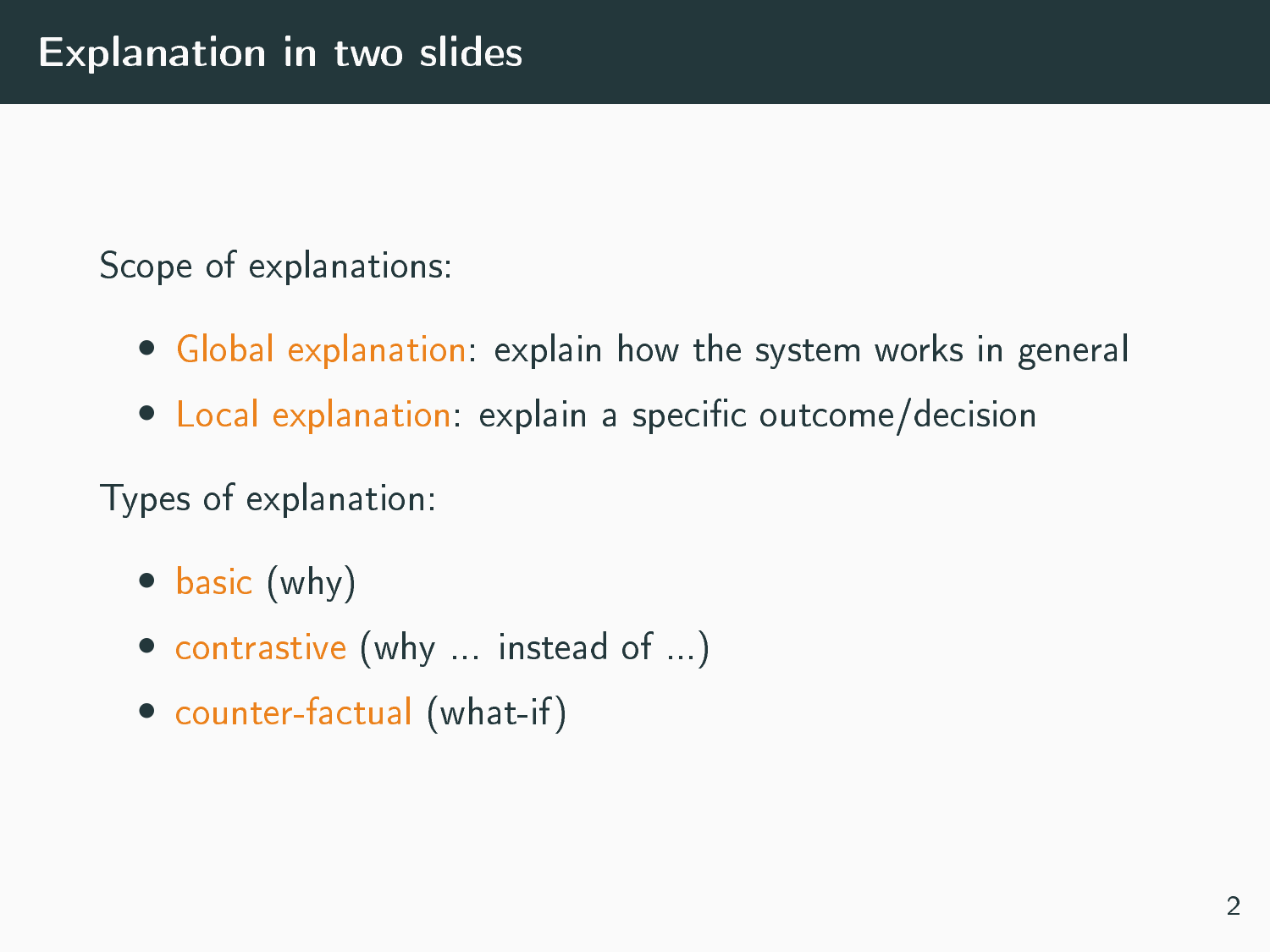# Explanation in two slides

Scope of explanations:

- Global explanation: explain how the system works in general
- Local explanation: explain a specific outcome/decision

Types of explanation:

- basic (why)
- contrastive (why ... instead of ...)
- counter-factual (what-if)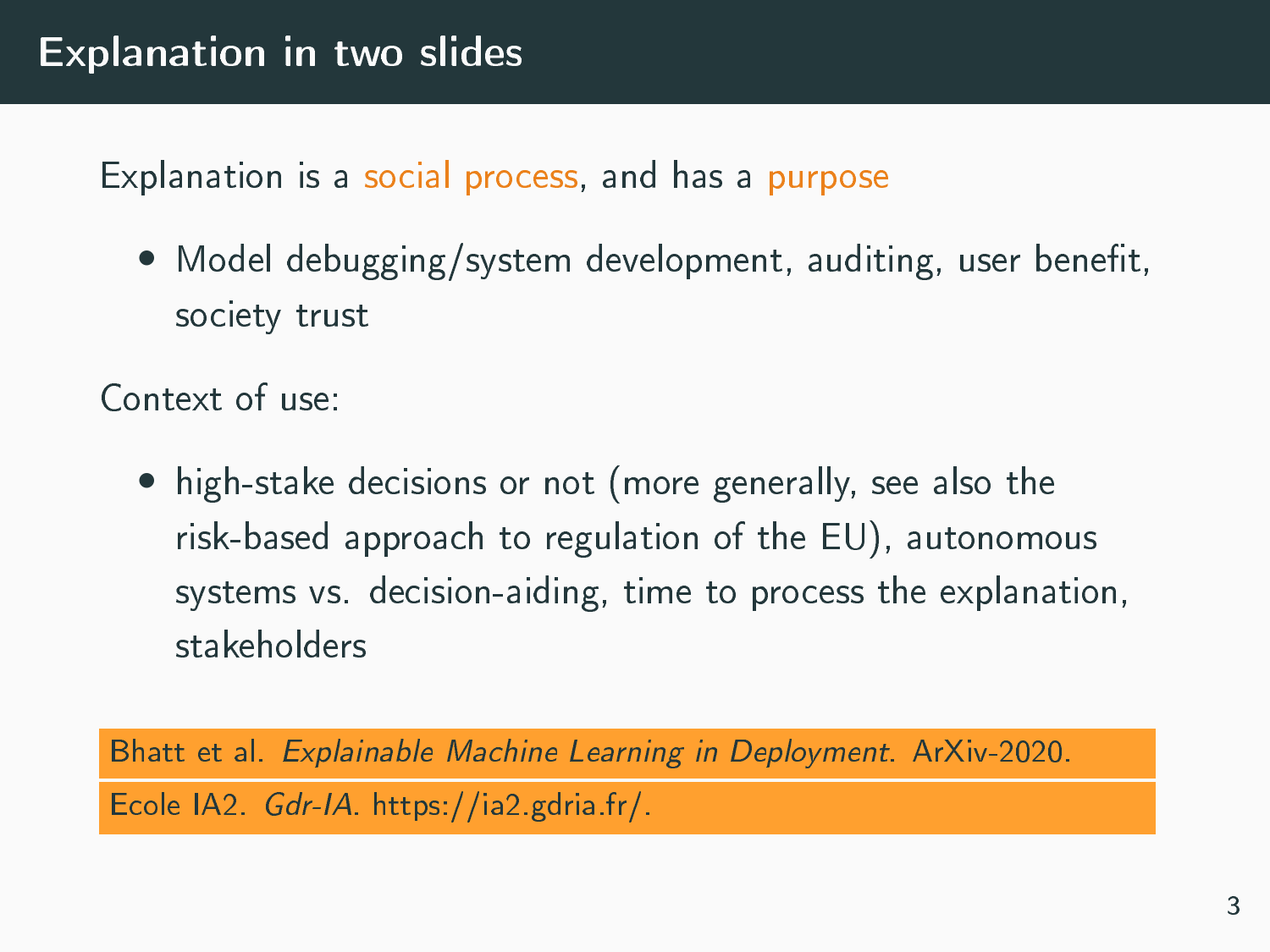# Explanation in two slides

Explanation is a social process, and has a purpose

- Model debugging/system development, auditing, user benefit, society trust

Context of use:

- high-stake decisions or not (more generally, see also the risk-based approach to regulation of the EU), autonomous systems vs. decision-aiding, time to process the explanation, stakeholders

Bhatt et al. *Explainable Machine Learning in Deployment*. ArXiv-2020.

Ecole IA2. *Gdr-IA*. https://ia2.gdria.fr/.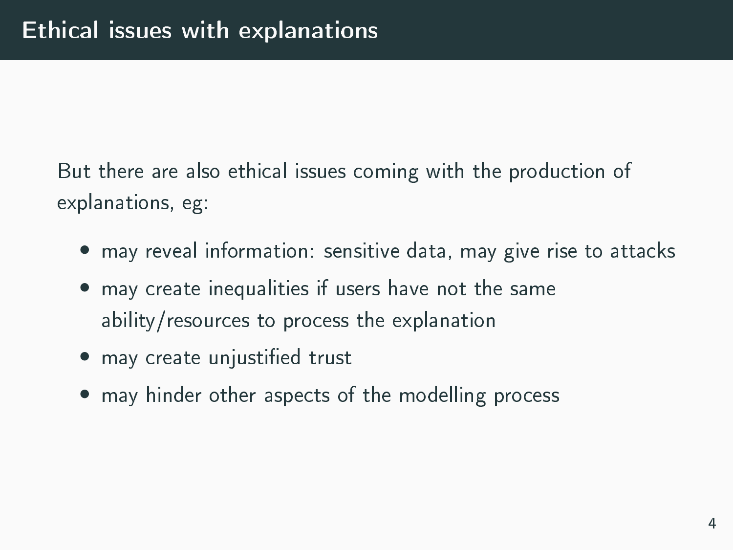# Ethical issues with explanations

But there are also ethical issues coming with the production of explanations, eg:

- may reveal information: sensitive data, may give rise to attacks
- may create inequalities if users have not the same ability/resources to process the explanation
- may create unjustified trust
- may hinder other aspects of the modelling process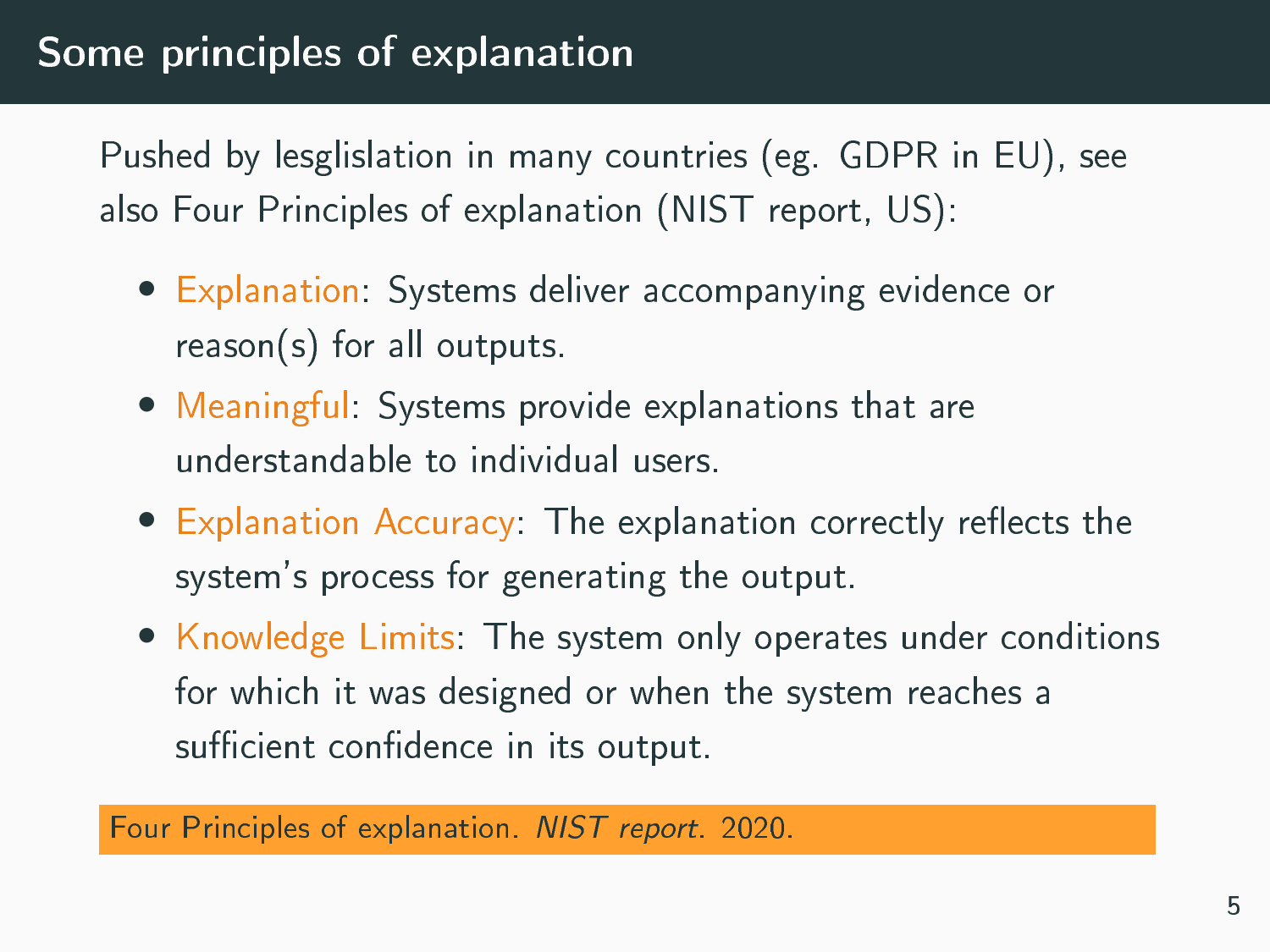# Some principles of explanation

Pushed by lesglislation in many countries (eg. GDPR in EU), see also Four Principles of explanation (NIST report, US):

- Explanation: Systems deliver accompanying evidence or reason(s) for all outputs.
- Meaningful: Systems provide explanations that are understandable to individual users.
- Explanation Accuracy: The explanation correctly reflects the system's process for generating the output.
- Knowledge Limits: The system only operates under conditions for which it was designed or when the system reaches a sufficient confidence in its output.

Four Principles of explanation. *NIST report*. 2020.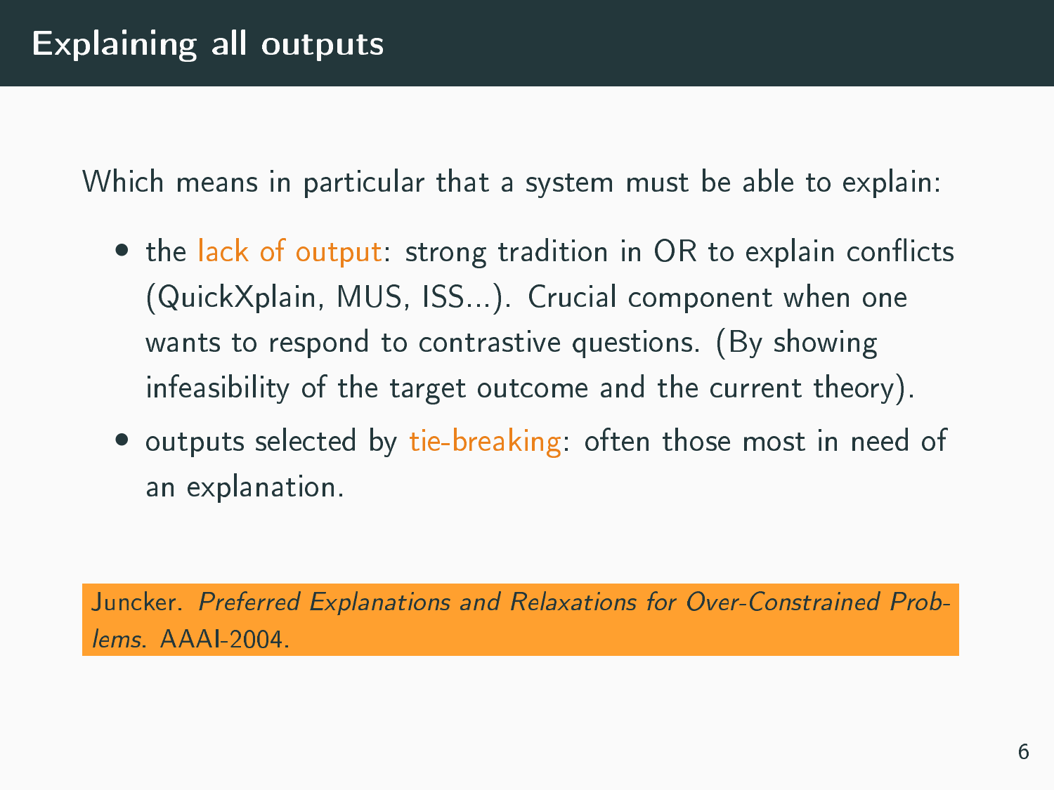# Explaining all outputs

Which means in particular that a system must be able to explain:

- the lack of output: strong tradition in OR to explain conflicts (QuickXplain, MUS, ISS...). Crucial component when one wants to respond to contrastive questions. (By showing infeasibility of the target outcome and the current theory).
- outputs selected by tie-breaking: often those most in need of an explanation.

Juncker. *Preferred Explanations and Relaxations for Over-Constrained Problems*. AAAI-2004.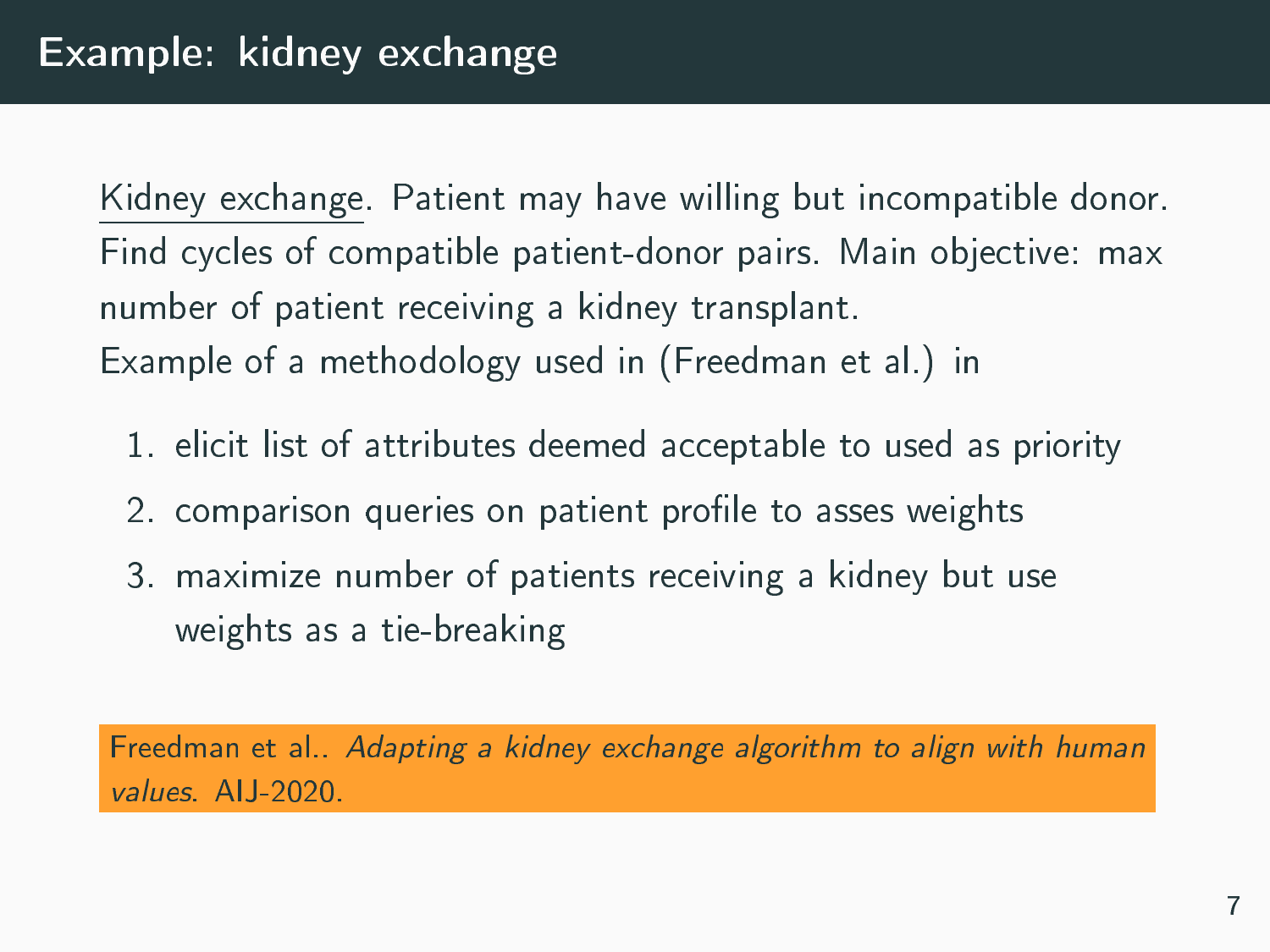# Example: kidney exchange

Kidney exchange. Patient may have willing but incompatible donor. Find cycles of compatible patient-donor pairs. Main objective: max number of patient receiving a kidney transplant.
Example of a methodology used in (Freedman et al.) in

1. elicit list of attributes deemed acceptable to used as priority
2. comparison queries on patient profile to asses weights
3. maximize number of patients receiving a kidney but use weights as a tie-breaking

Freedman et al.. *Adapting a kidney exchange algorithm to align with human values*. AIJ-2020.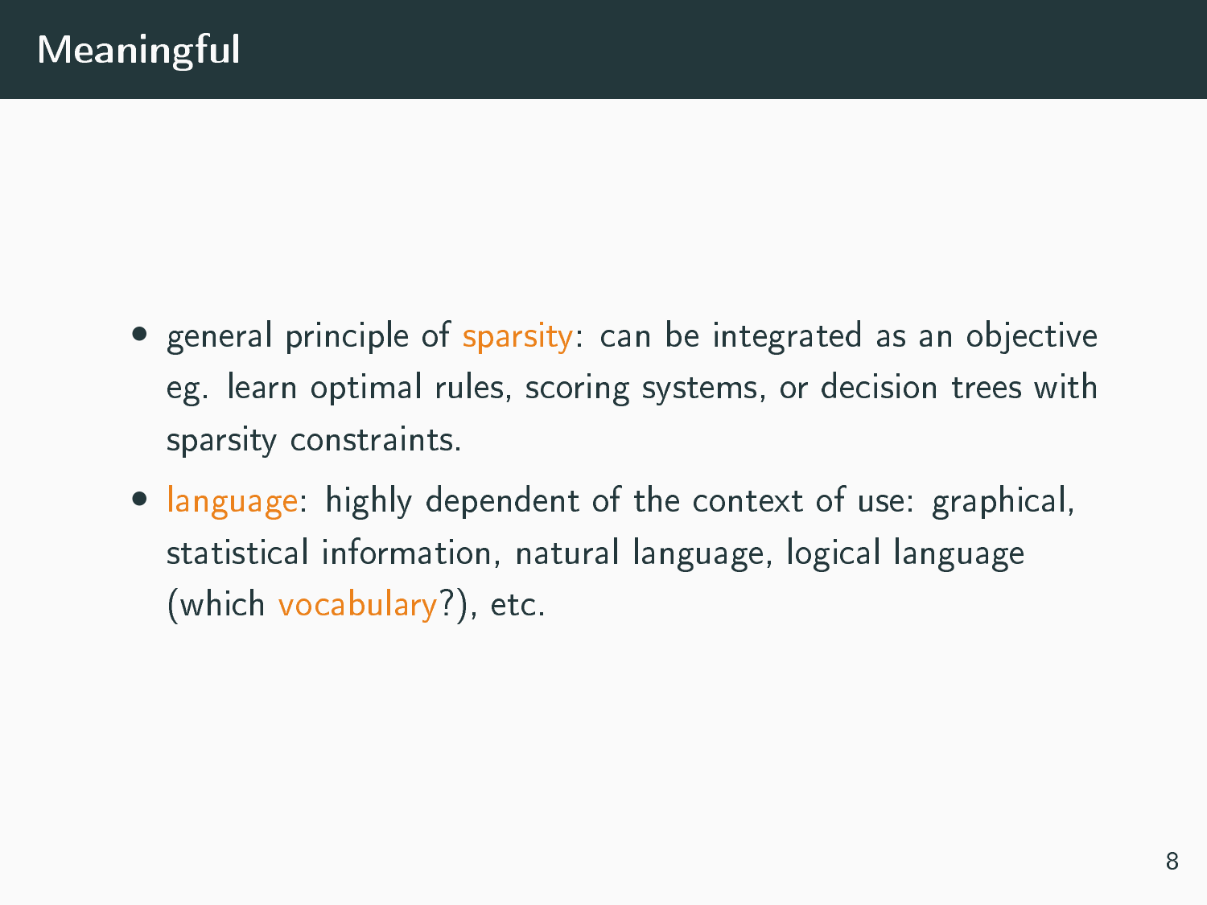# Meaningful

- general principle of sparsity: can be integrated as an objective eg. learn optimal rules, scoring systems, or decision trees with sparsity constraints.
- language: highly dependent of the context of use: graphical, statistical information, natural language, logical language (which vocabulary?), etc.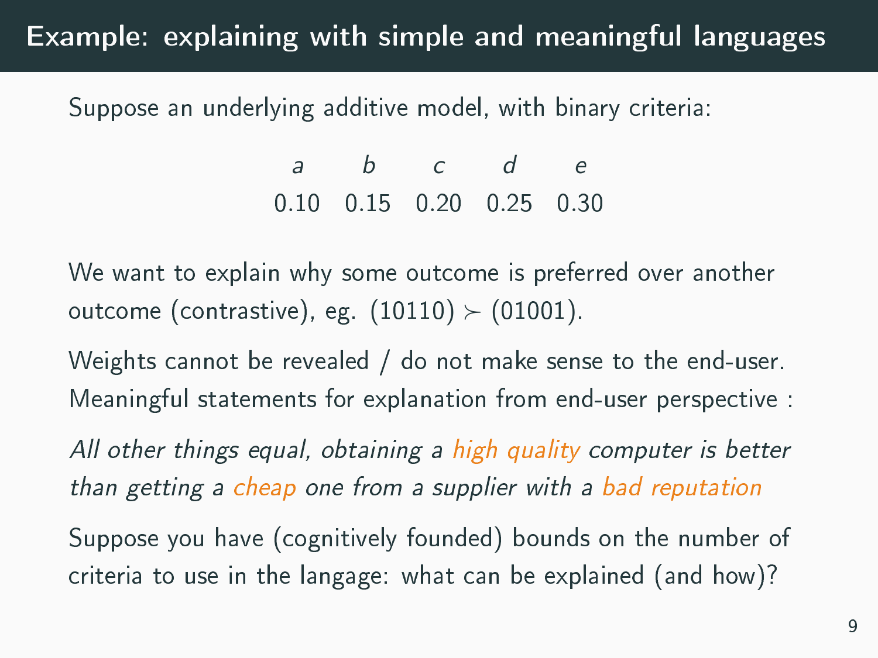# Example: explaining with simple and meaningful languages

Suppose an underlying additive model, with binary criteria:

| $a$ | $b$ | $c$ | $d$ | $e$ |
|---|---|---|---|---|
| 0.10 | 0.15 | 0.20 | 0.25 | 0.30 |

We want to explain why some outcome is preferred over another outcome (contrastive), eg. $(10110) \succ (01001)$.

Weights cannot be revealed / do not make sense to the end-user. Meaningful statements for explanation from end-user perspective :

*All other things equal, obtaining a high quality computer is better than getting a cheap one from a supplier with a bad reputation*

Suppose you have (cognitively founded) bounds on the number of criteria to use in the langage: what can be explained (and how)?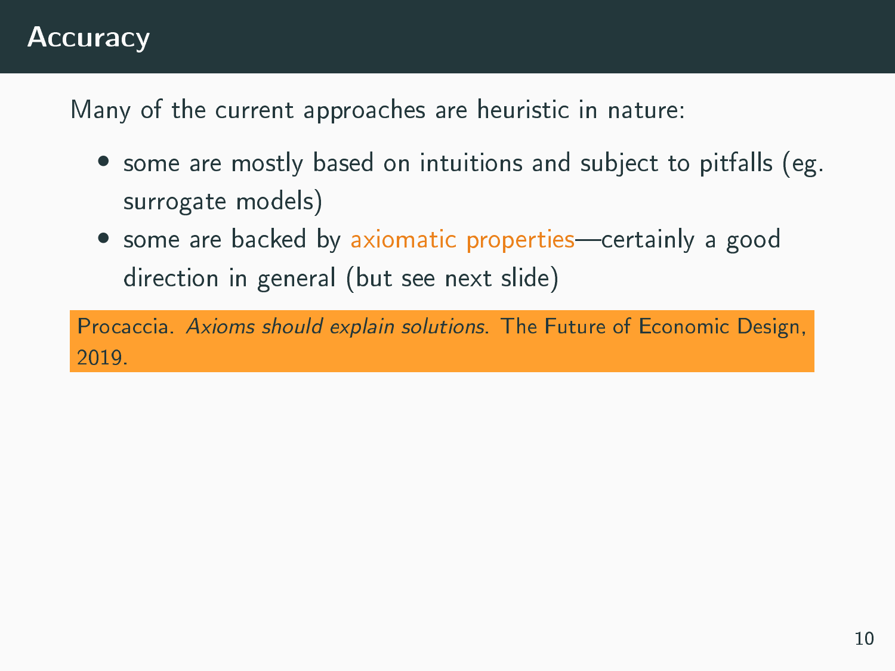# Accuracy

Many of the current approaches are heuristic in nature:

- some are mostly based on intuitions and subject to pitfalls (eg. surrogate models)
- some are backed by axiomatic properties—certainly a good direction in general (but see next slide)

Procaccia. *Axioms should explain solutions*. The Future of Economic Design, 2019.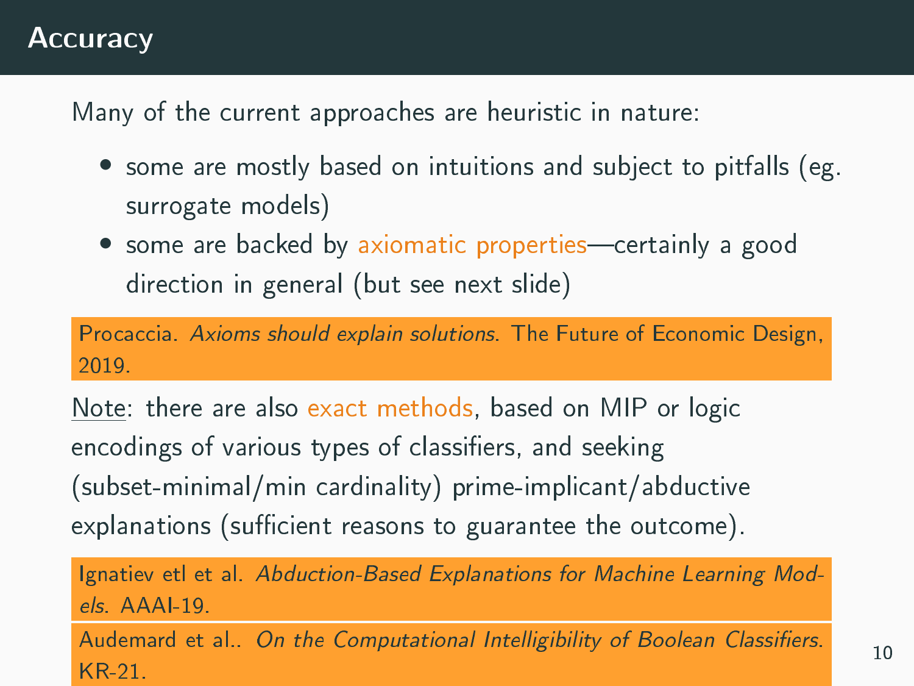# Accuracy

Many of the current approaches are heuristic in nature:

- some are mostly based on intuitions and subject to pitfalls (eg. surrogate models)
- some are backed by axiomatic properties—certainly a good direction in general (but see next slide)

> Procaccia. *Axioms should explain solutions.* The Future of Economic Design, 2019.

Note: there are also exact methods, based on MIP or logic encodings of various types of classifiers, and seeking (subset-minimal/min cardinality) prime-implicant/abductive explanations (sufficient reasons to guarantee the outcome).

> Ignatiev etl et al. *Abduction-Based Explanations for Machine Learning Models.* AAAI-19.

> Audemard et al.. *On the Computational Intelligibility of Boolean Classifiers.* KR-21.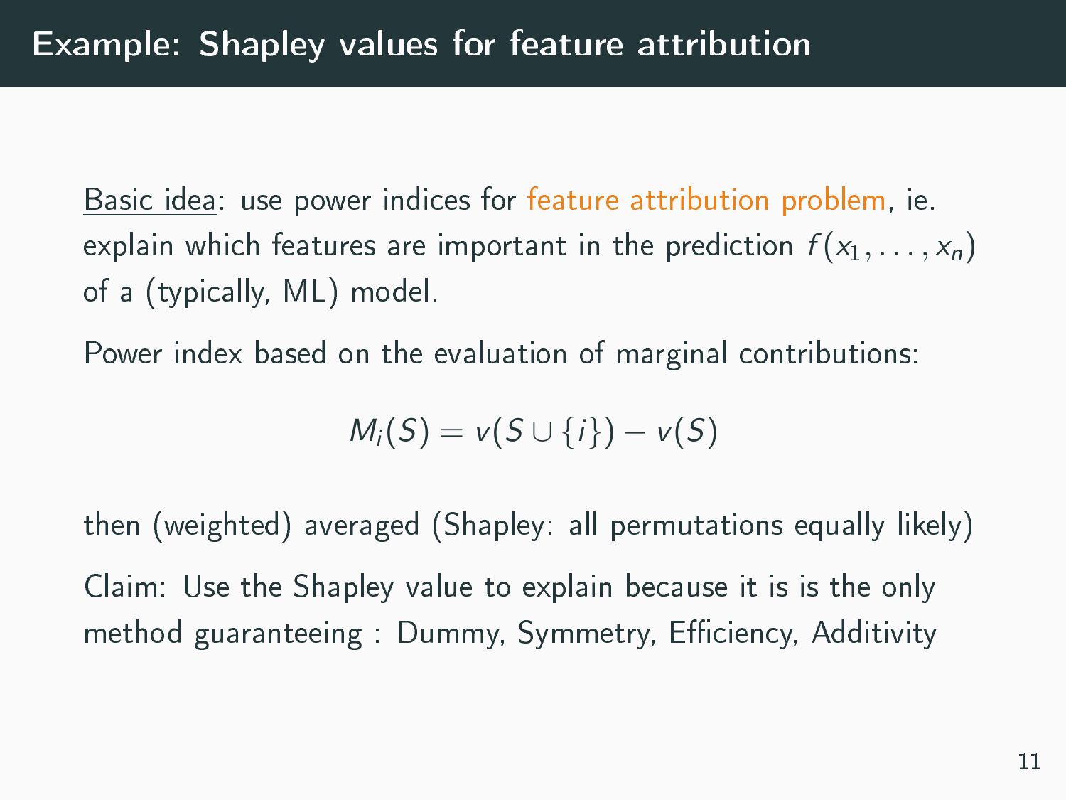# Example: Shapley values for feature attribution

Basic idea: use power indices for feature attribution problem, ie. explain which features are important in the prediction $f(x_1, \ldots, x_n)$ of a (typically, ML) model.

Power index based on the evaluation of marginal contributions:

$$M_i(S) = v(S \cup \{i\}) - v(S)$$

then (weighted) averaged (Shapley: all permutations equally likely)

Claim: Use the Shapley value to explain because it is is the only method guaranteeing : Dummy, Symmetry, Efficiency, Additivity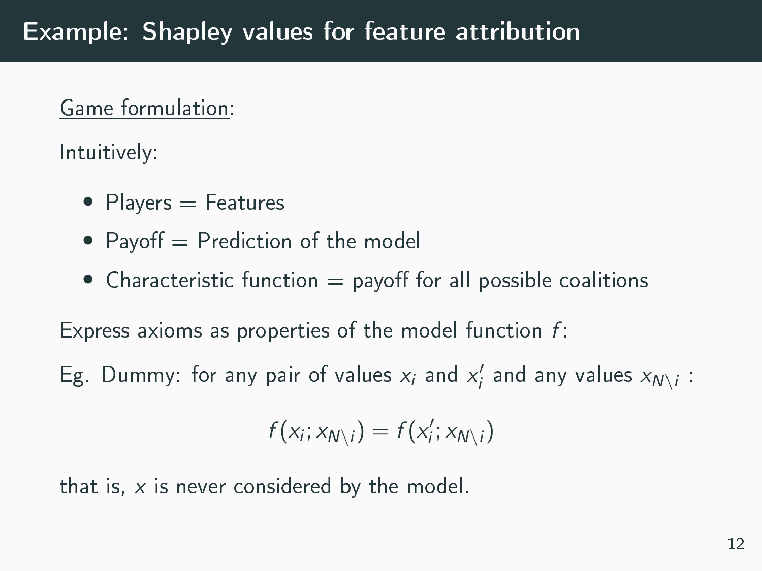# Example: Shapley values for feature attribution

<u>Game formulation</u>:

Intuitively:

- Players = Features
- Payoff = Prediction of the model
- Characteristic function = payoff for all possible coalitions

Express axioms as properties of the model function $f$:

Eg. Dummy: for any pair of values $x_i$ and $x'_i$ and any values $x_{N\setminus i}$ :

$$f(x_i; x_{N\setminus i}) = f(x'_i; x_{N\setminus i})$$

that is, $x$ is never considered by the model.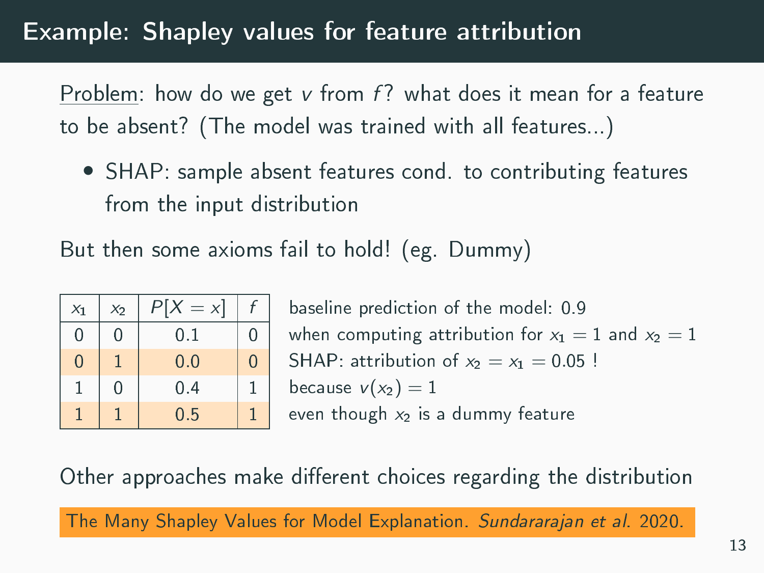# Example: Shapley values for feature attribution

Problem: how do we get $v$ from $f$? what does it mean for a feature to be absent? (The model was trained with all features...)

- SHAP: sample absent features cond. to contributing features from the input distribution

But then some axioms fail to hold! (eg. Dummy)

| $x_1$ | $x_2$ | $P[X = x]$ | $f$ |
|---|---|---|---|
| 0 | 0 | 0.1 | 0 |
| 0 | 1 | 0.0 | 0 |
| 1 | 0 | 0.4 | 1 |
| 1 | 1 | 0.5 | 1 |

baseline prediction of the model: 0.9
when computing attribution for $x_1 = 1$ and $x_2 = 1$
SHAP: attribution of $x_2 = x_1 = 0.05$ !
because $v(x_2) = 1$
even though $x_2$ is a dummy feature

Other approaches make different choices regarding the distribution

The Many Shapley Values for Model Explanation. *Sundararajan et al.* 2020.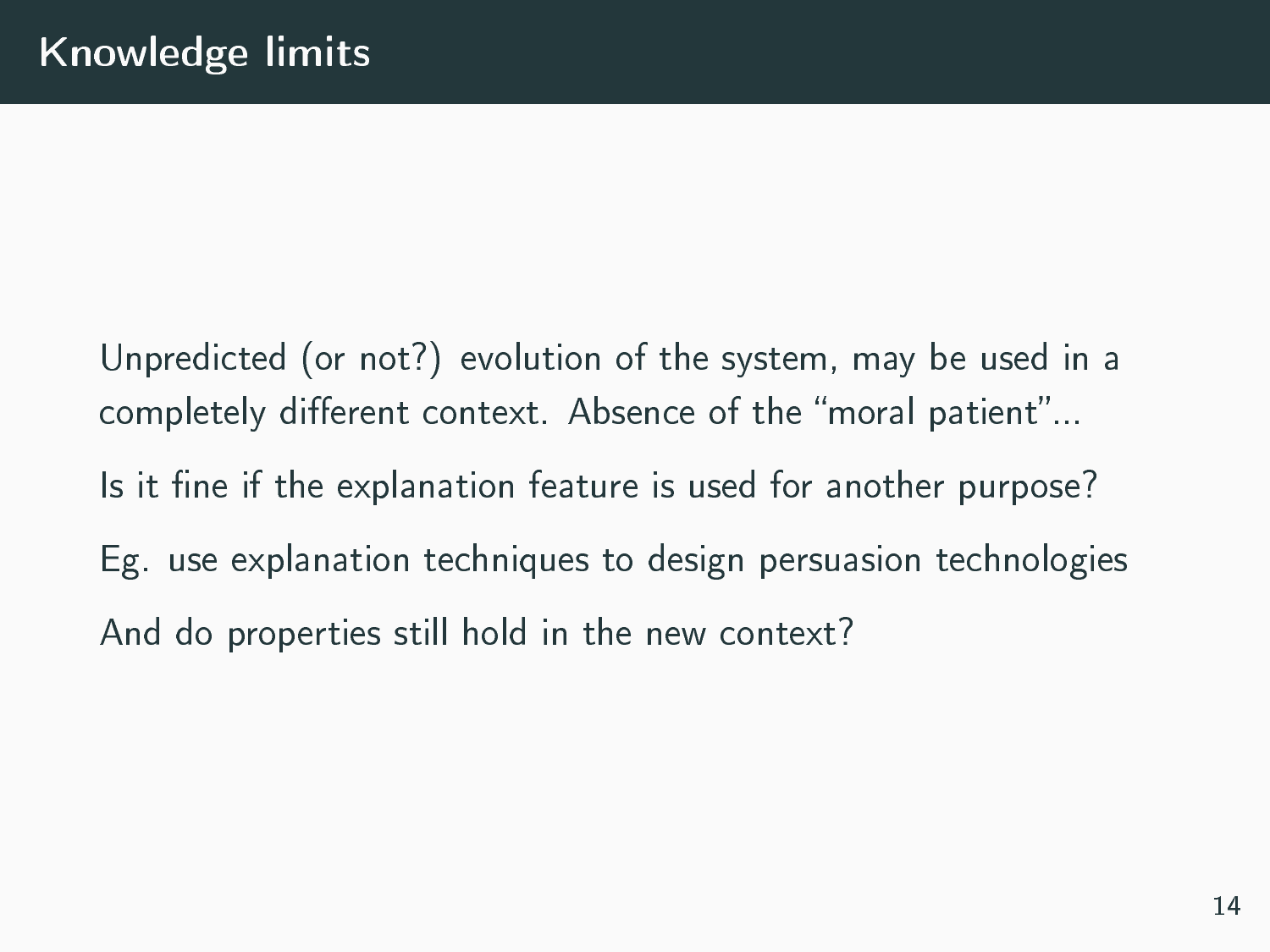# Knowledge limits

Unpredicted (or not?) evolution of the system, may be used in a completely different context. Absence of the “moral patient”...

Is it fine if the explanation feature is used for another purpose?

Eg. use explanation techniques to design persuasion technologies

And do properties still hold in the new context?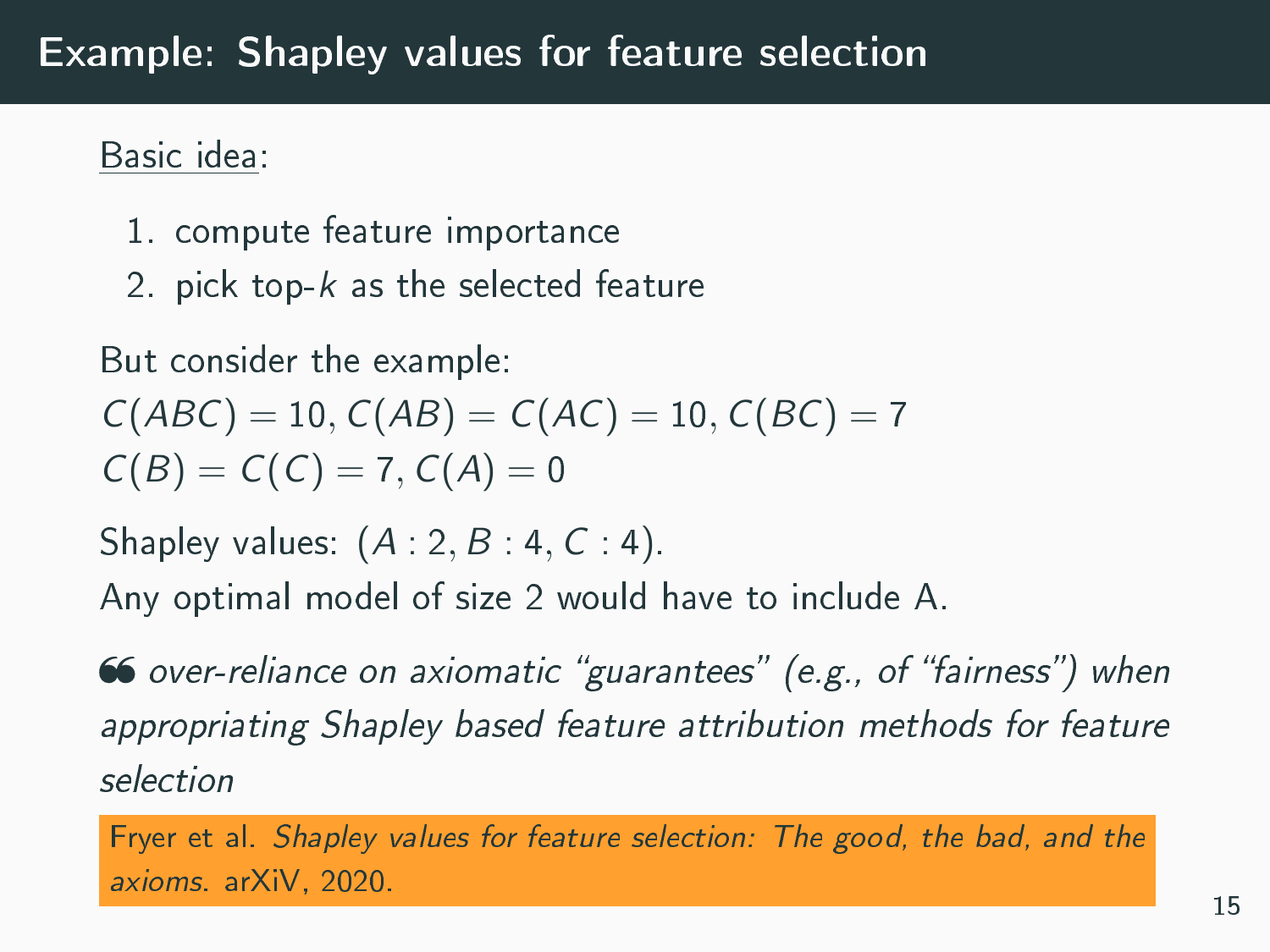# Example: Shapley values for feature selection

Basic idea:

1. compute feature importance
2. pick top-$k$ as the selected feature

But consider the example:

$C(ABC) = 10, C(AB) = C(AC) = 10, C(BC) = 7$

$C(B) = C(C) = 7, C(A) = 0$

Shapley values: $(A : 2, B : 4, C : 4)$.

Any optimal model of size 2 would have to include A.

❝ *over-reliance on axiomatic "guarantees" (e.g., of "fairness") when appropriating Shapley based feature attribution methods for feature selection*

Fryer et al. *Shapley values for feature selection: The good, the bad, and the axioms.* arXiV, 2020.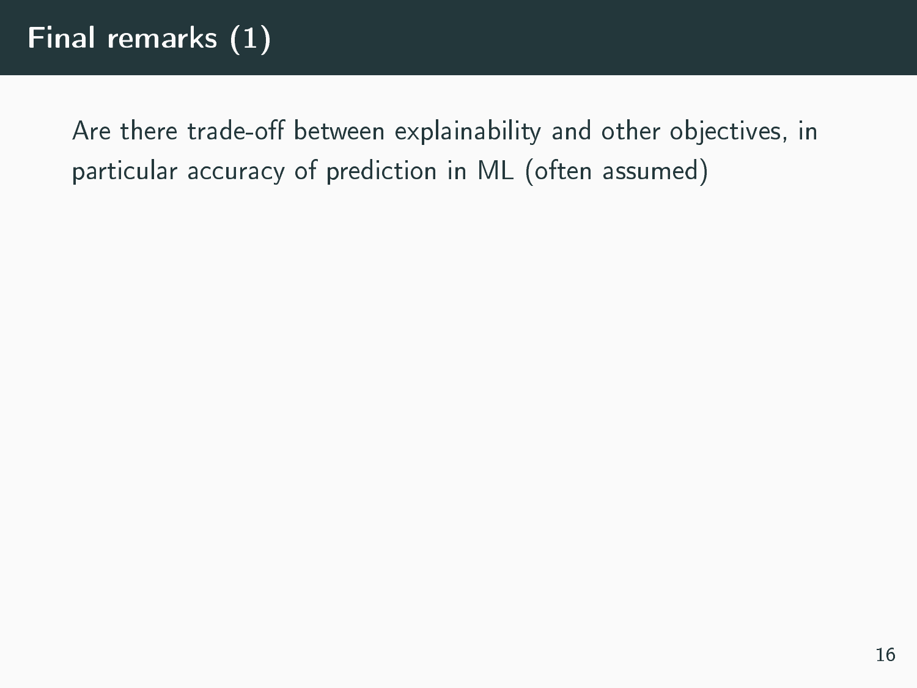# Final remarks (1)

Are there trade-off between explainability and other objectives, in particular accuracy of prediction in ML (often assumed)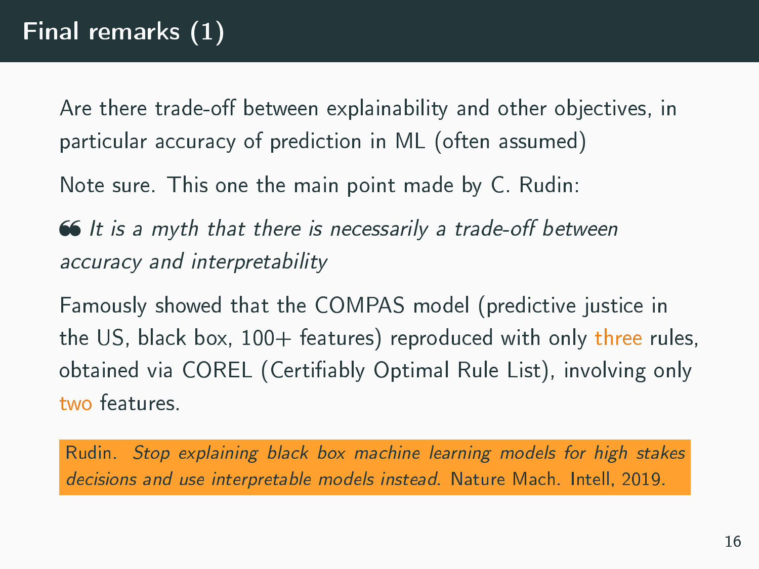# Final remarks (1)

Are there trade-off between explainability and other objectives, in particular accuracy of prediction in ML (often assumed)

Note sure. This one the main point made by C. Rudin:

> *It is a myth that there is necessarily a trade-off between accuracy and interpretability*

Famously showed that the COMPAS model (predictive justice in the US, black box, 100+ features) reproduced with only three rules, obtained via COREL (Certifiably Optimal Rule List), involving only two features.

Rudin. *Stop explaining black box machine learning models for high stakes decisions and use interpretable models instead.* Nature Mach. Intell, 2019.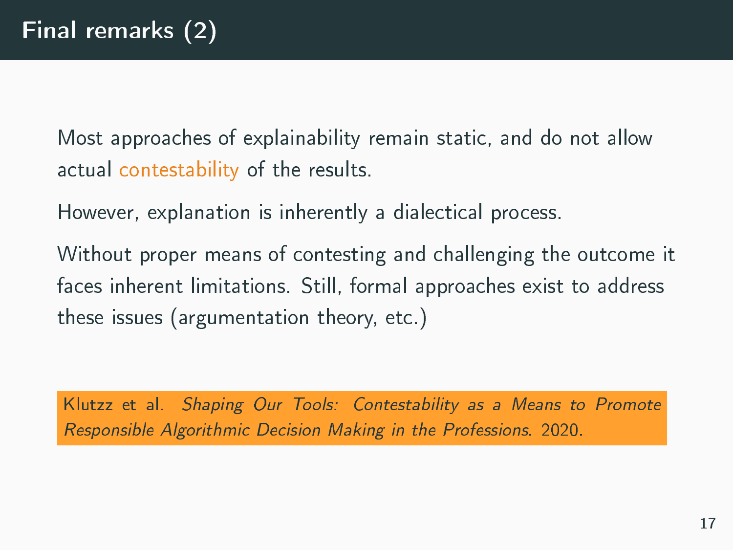# Final remarks (2)

Most approaches of explainability remain static, and do not allow actual contestability of the results.

However, explanation is inherently a dialectical process.

Without proper means of contesting and challenging the outcome it faces inherent limitations. Still, formal approaches exist to address these issues (argumentation theory, etc.)

Klutzz et al. *Shaping Our Tools: Contestability as a Means to Promote Responsible Algorithmic Decision Making in the Professions*. 2020.